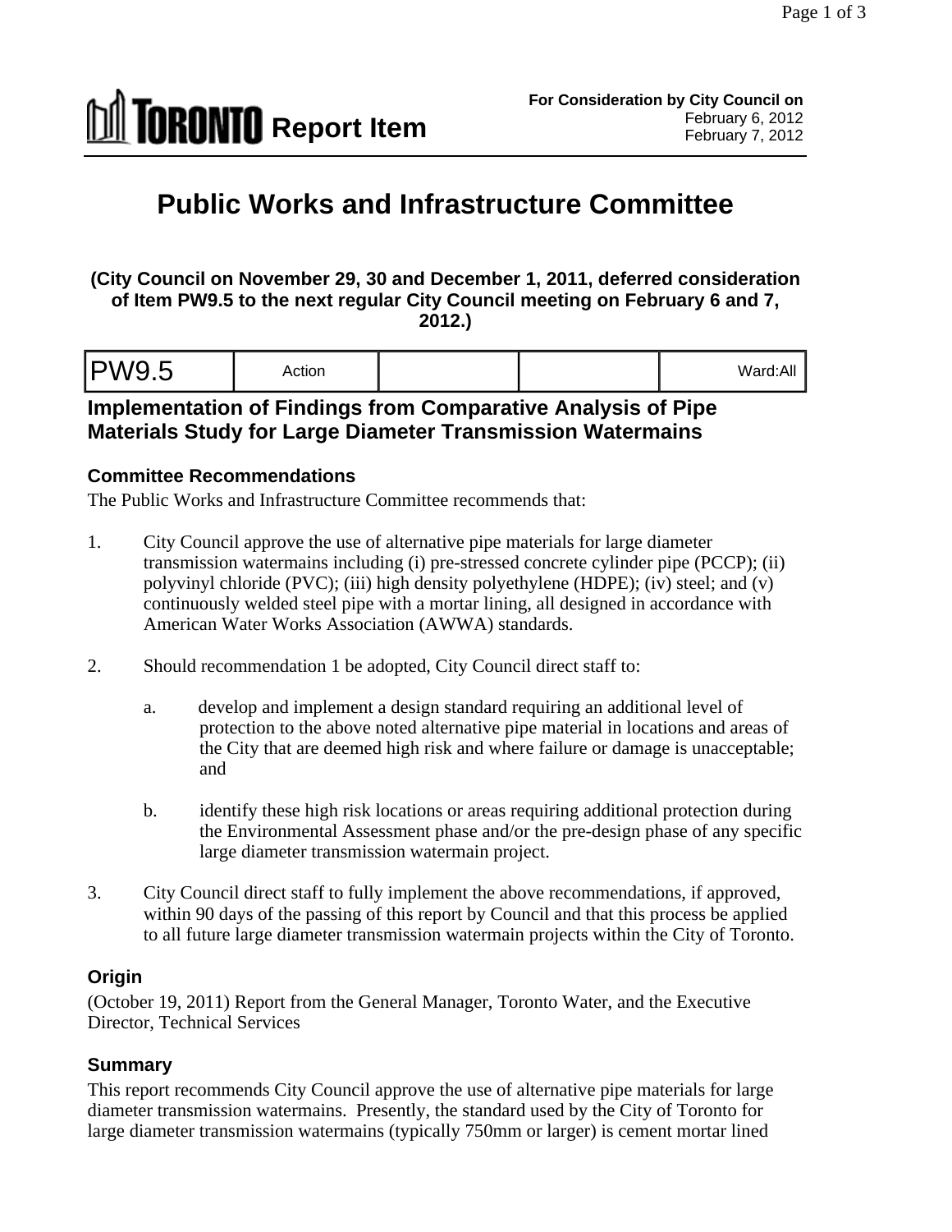**TORONTO Report Item**

**For Consideration by City Council on**
February 6, 2012
February 7, 2012

# Public Works and Infrastructure Committee

**(City Council on November 29, 30 and December 1, 2011, deferred consideration of Item PW9.5 to the next regular City Council meeting on February 6 and 7, 2012.)**

| PW9.5 | Action | | | Ward:All |
|---|---|---|---|---|

## Implementation of Findings from Comparative Analysis of Pipe Materials Study for Large Diameter Transmission Watermains

### Committee Recommendations

The Public Works and Infrastructure Committee recommends that:

1. City Council approve the use of alternative pipe materials for large diameter transmission watermains including (i) pre-stressed concrete cylinder pipe (PCCP); (ii) polyvinyl chloride (PVC); (iii) high density polyethylene (HDPE); (iv) steel; and (v) continuously welded steel pipe with a mortar lining, all designed in accordance with American Water Works Association (AWWA) standards.

2. Should recommendation 1 be adopted, City Council direct staff to:

   a. develop and implement a design standard requiring an additional level of protection to the above noted alternative pipe material in locations and areas of the City that are deemed high risk and where failure or damage is unacceptable; and

   b. identify these high risk locations or areas requiring additional protection during the Environmental Assessment phase and/or the pre-design phase of any specific large diameter transmission watermain project.

3. City Council direct staff to fully implement the above recommendations, if approved, within 90 days of the passing of this report by Council and that this process be applied to all future large diameter transmission watermain projects within the City of Toronto.

### Origin

(October 19, 2011) Report from the General Manager, Toronto Water, and the Executive Director, Technical Services

### Summary

This report recommends City Council approve the use of alternative pipe materials for large diameter transmission watermains. Presently, the standard used by the City of Toronto for large diameter transmission watermains (typically 750mm or larger) is cement mortar lined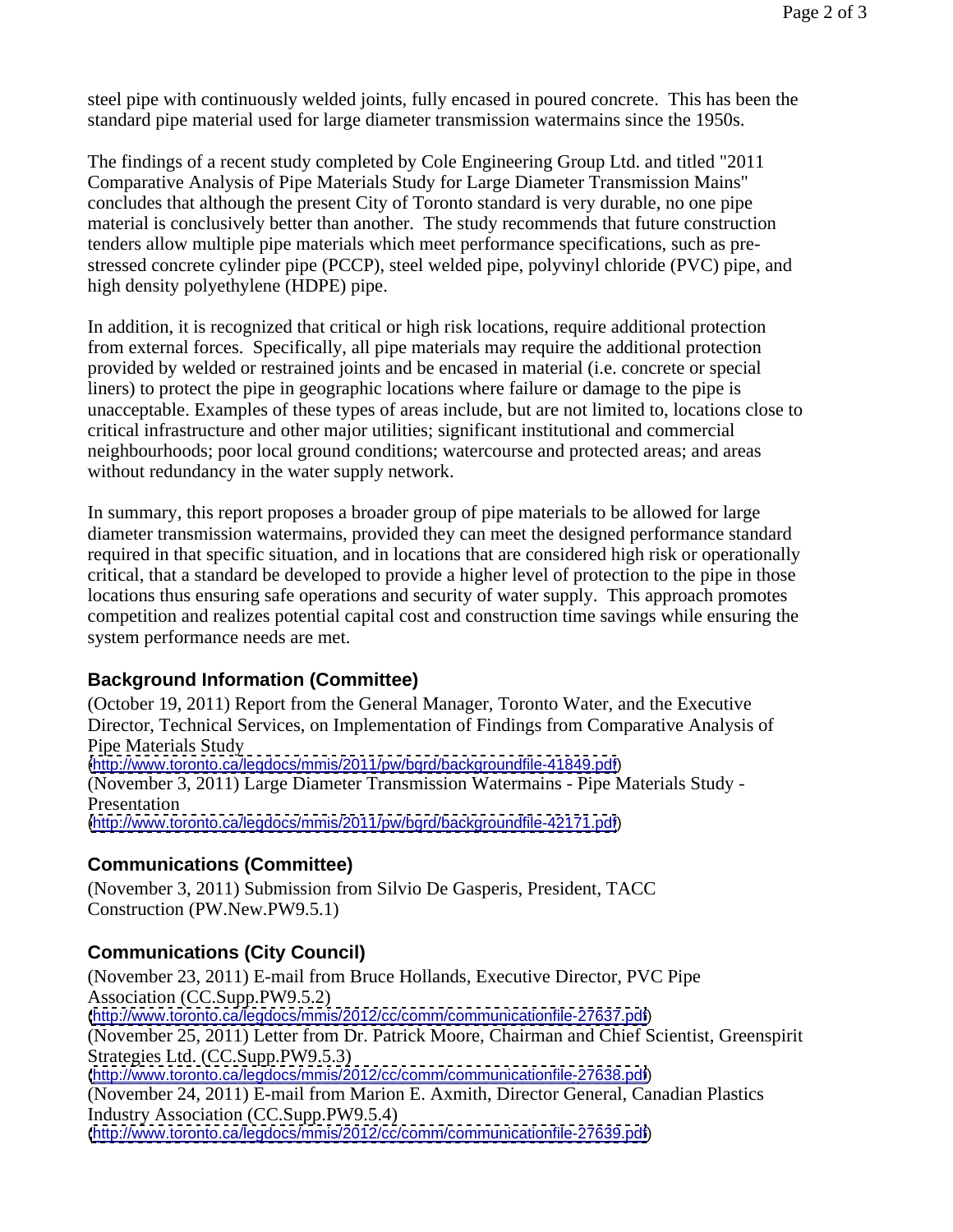steel pipe with continuously welded joints, fully encased in poured concrete. This has been the standard pipe material used for large diameter transmission watermains since the 1950s.

The findings of a recent study completed by Cole Engineering Group Ltd. and titled "2011 Comparative Analysis of Pipe Materials Study for Large Diameter Transmission Mains" concludes that although the present City of Toronto standard is very durable, no one pipe material is conclusively better than another. The study recommends that future construction tenders allow multiple pipe materials which meet performance specifications, such as pre-stressed concrete cylinder pipe (PCCP), steel welded pipe, polyvinyl chloride (PVC) pipe, and high density polyethylene (HDPE) pipe.

In addition, it is recognized that critical or high risk locations, require additional protection from external forces. Specifically, all pipe materials may require the additional protection provided by welded or restrained joints and be encased in material (i.e. concrete or special liners) to protect the pipe in geographic locations where failure or damage to the pipe is unacceptable. Examples of these types of areas include, but are not limited to, locations close to critical infrastructure and other major utilities; significant institutional and commercial neighbourhoods; poor local ground conditions; watercourse and protected areas; and areas without redundancy in the water supply network.

In summary, this report proposes a broader group of pipe materials to be allowed for large diameter transmission watermains, provided they can meet the designed performance standard required in that specific situation, and in locations that are considered high risk or operationally critical, that a standard be developed to provide a higher level of protection to the pipe in those locations thus ensuring safe operations and security of water supply. This approach promotes competition and realizes potential capital cost and construction time savings while ensuring the system performance needs are met.

## Background Information (Committee)

(October 19, 2011) Report from the General Manager, Toronto Water, and the Executive Director, Technical Services, on Implementation of Findings from Comparative Analysis of Pipe Materials Study
(http://www.toronto.ca/legdocs/mmis/2011/pw/bgrd/backgroundfile-41849.pdf)
(November 3, 2011) Large Diameter Transmission Watermains - Pipe Materials Study - Presentation
(http://www.toronto.ca/legdocs/mmis/2011/pw/bgrd/backgroundfile-42171.pdf)

## Communications (Committee)

(November 3, 2011) Submission from Silvio De Gasperis, President, TACC Construction (PW.New.PW9.5.1)

## Communications (City Council)

(November 23, 2011) E-mail from Bruce Hollands, Executive Director, PVC Pipe Association (CC.Supp.PW9.5.2)
(http://www.toronto.ca/legdocs/mmis/2012/cc/comm/communicationfile-27637.pdf)
(November 25, 2011) Letter from Dr. Patrick Moore, Chairman and Chief Scientist, Greenspirit Strategies Ltd. (CC.Supp.PW9.5.3)
(http://www.toronto.ca/legdocs/mmis/2012/cc/comm/communicationfile-27638.pdf)
(November 24, 2011) E-mail from Marion E. Axmith, Director General, Canadian Plastics Industry Association (CC.Supp.PW9.5.4)
(http://www.toronto.ca/legdocs/mmis/2012/cc/comm/communicationfile-27639.pdf)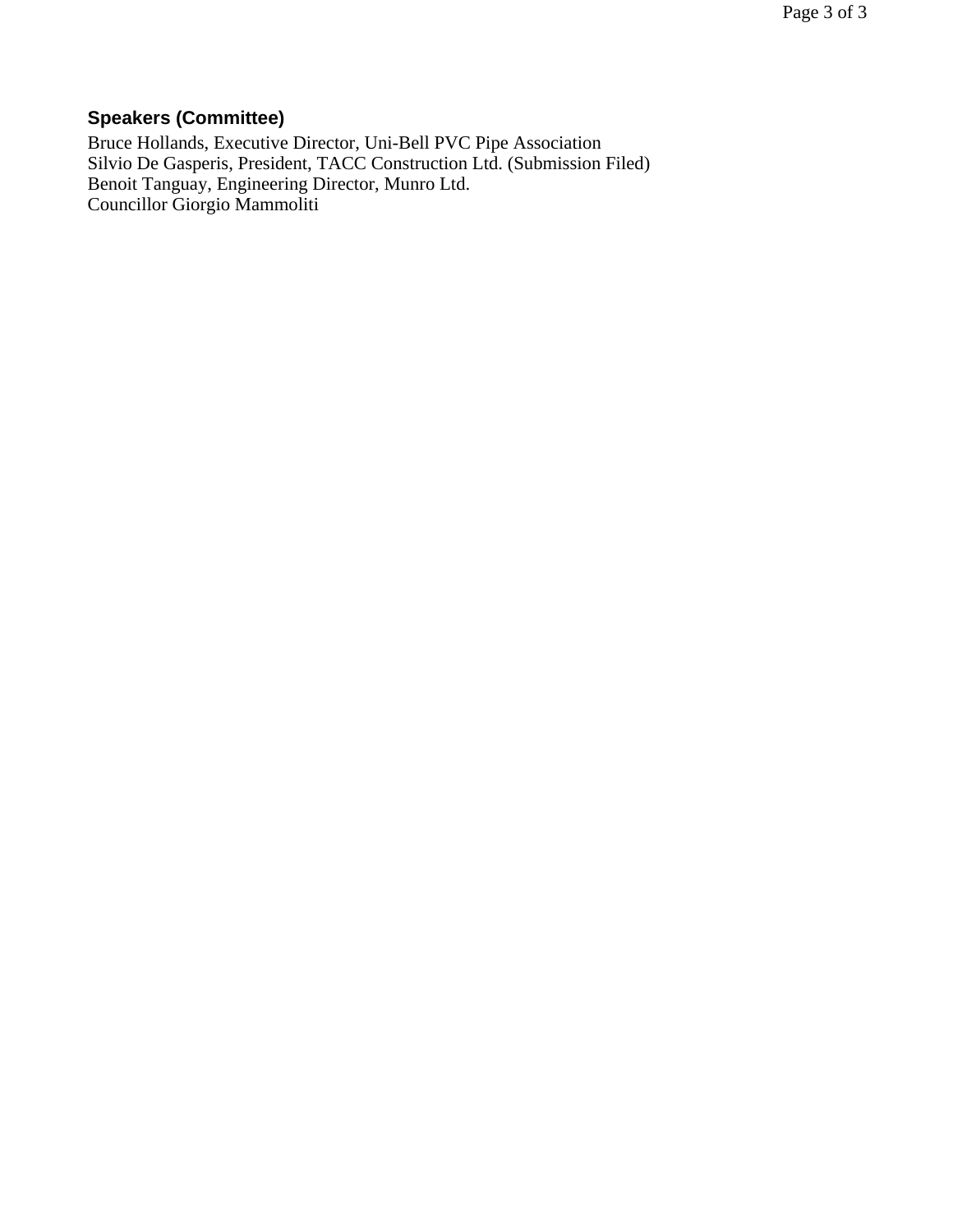### Speakers (Committee)

Bruce Hollands, Executive Director, Uni-Bell PVC Pipe Association
Silvio De Gasperis, President, TACC Construction Ltd. (Submission Filed)
Benoit Tanguay, Engineering Director, Munro Ltd.
Councillor Giorgio Mammoliti